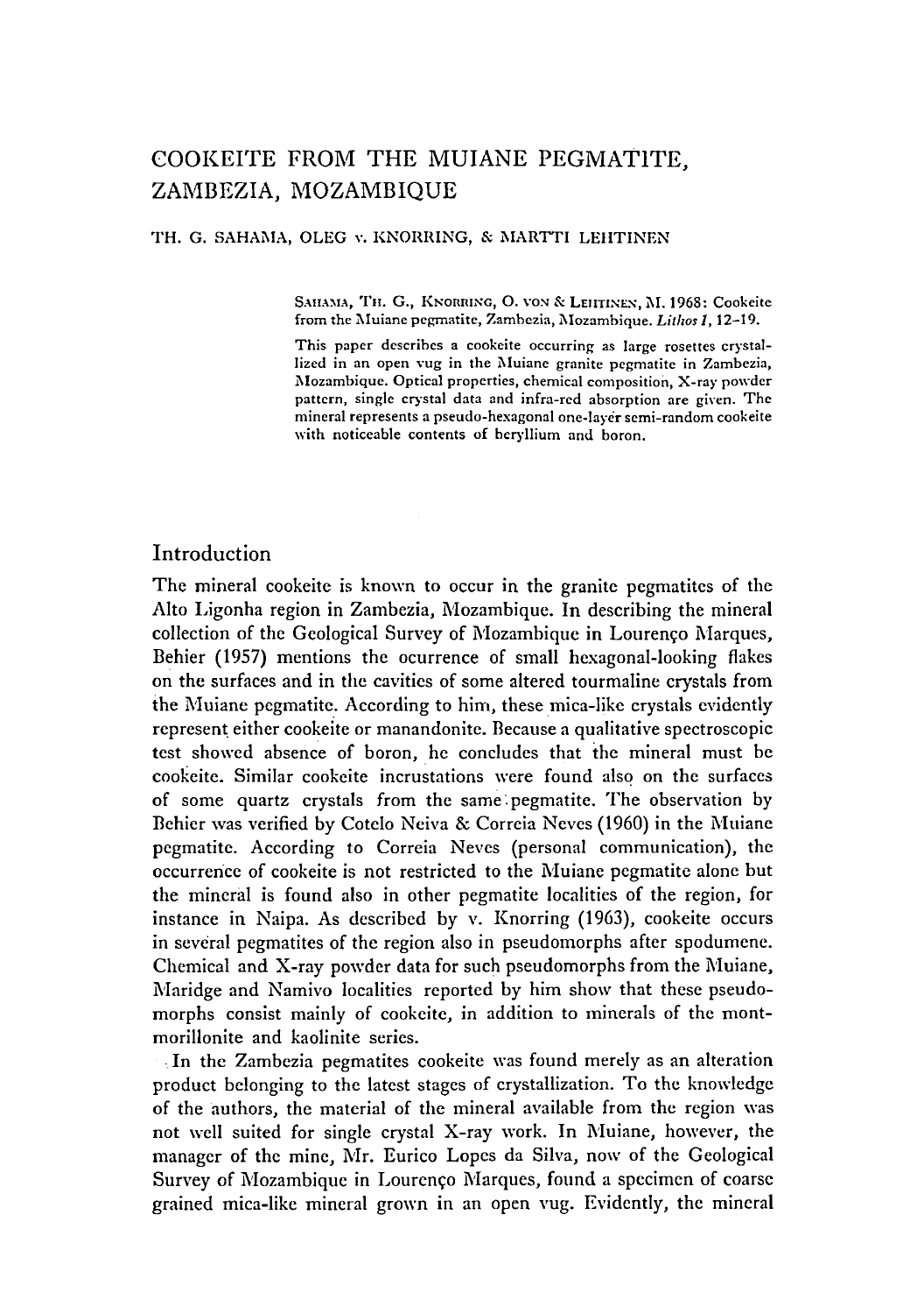# COOKEITE FROM THE MUIANE PEGMATITE, ZAMBEZIA, MOZAMBIQUE

TH. G. SAHAMA, OLEG v. KNORRING, & MARTTI LEHTINEN

SAHAMA, TH. G., KNORRING, O. VON & LEHTINEN, M. 1968: Cookeite from the Muiane pegmatite, Zambezia, Mozambique. *Lithos 1*, 12–19.

This paper describes a cookeite occurring as large rosettes crystallized in an open vug in the Muiane granite pegmatite in Zambezia, Mozambique. Optical properties, chemical composition, X-ray powder pattern, single crystal data and infra-red absorption are given. The mineral represents a pseudo-hexagonal one-layer semi-random cookeite with noticeable contents of beryllium and boron.

## Introduction

The mineral cookeite is known to occur in the granite pegmatites of the Alto Ligonha region in Zambezia, Mozambique. In describing the mineral collection of the Geological Survey of Mozambique in Lourenço Marques, Behier (1957) mentions the ocurrence of small hexagonal-looking flakes on the surfaces and in the cavities of some altered tourmaline crystals from the Muiane pegmatite. According to him, these mica-like crystals evidently represent either cookeite or manandonite. Because a qualitative spectroscopic test showed absence of boron, he concludes that the mineral must be cookeite. Similar cookeite incrustations were found also on the surfaces of some quartz crystals from the same pegmatite. The observation by Behier was verified by Cotelo Neiva & Correia Neves (1960) in the Muiane pegmatite. According to Correia Neves (personal communication), the occurrence of cookeite is not restricted to the Muiane pegmatite alone but the mineral is found also in other pegmatite localities of the region, for instance in Naipa. As described by v. Knorring (1963), cookeite occurs in several pegmatites of the region also in pseudomorphs after spodumene. Chemical and X-ray powder data for such pseudomorphs from the Muiane, Maridge and Namivo localities reported by him show that these pseudomorphs consist mainly of cookeite, in addition to minerals of the montmorillonite and kaolinite series.

In the Zambezia pegmatites cookeite was found merely as an alteration product belonging to the latest stages of crystallization. To the knowledge of the authors, the material of the mineral available from the region was not well suited for single crystal X-ray work. In Muiane, however, the manager of the mine, Mr. Eurico Lopes da Silva, now of the Geological Survey of Mozambique in Lourenço Marques, found a specimen of coarse grained mica-like mineral grown in an open vug. Evidently, the mineral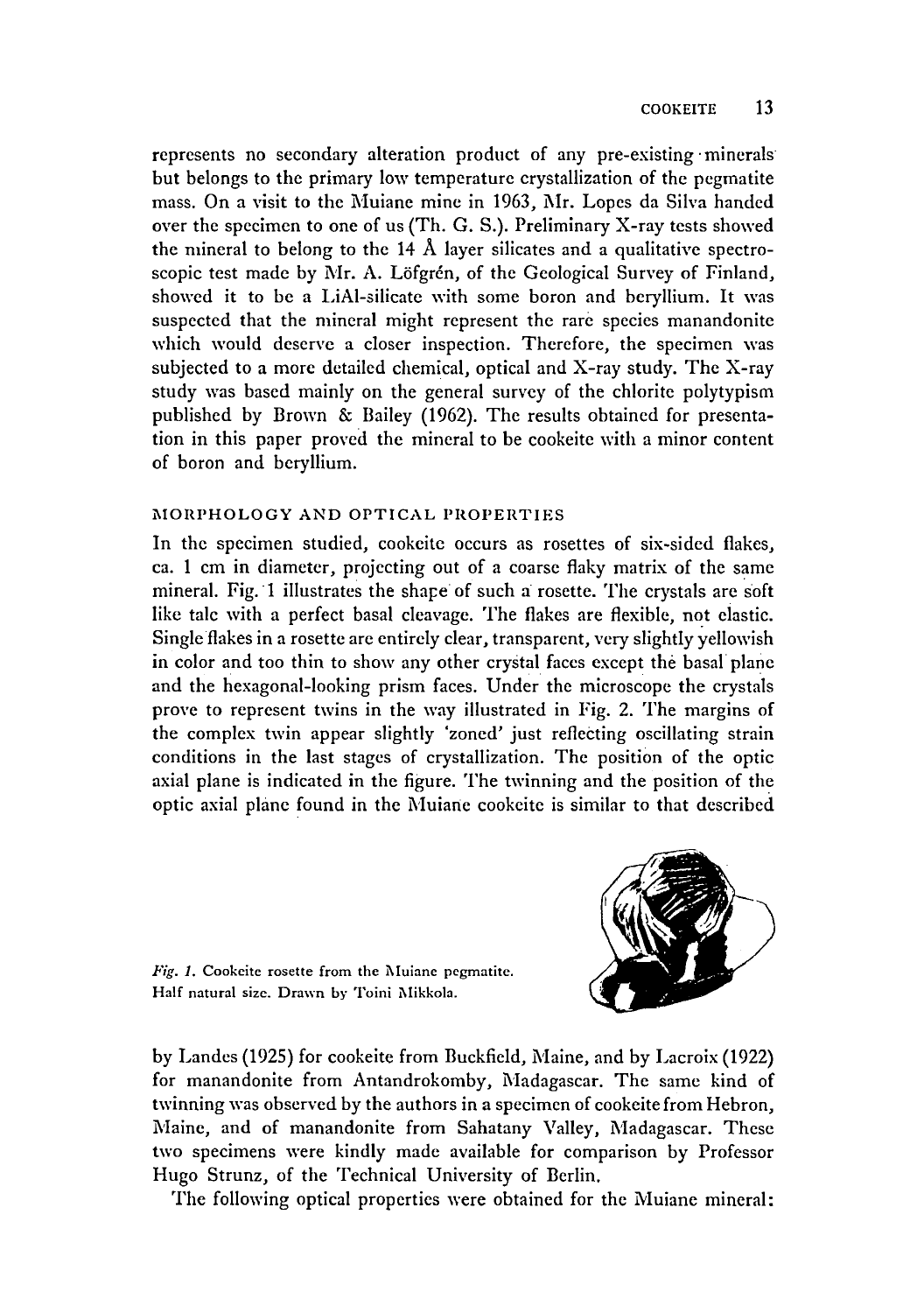represents no secondary alteration product of any pre-existing minerals but belongs to the primary low temperature crystallization of the pegmatite mass. On a visit to the Muiane mine in 1963, Mr. Lopes da Silva handed over the specimen to one of us (Th. G. S.). Preliminary X-ray tests showed the mineral to belong to the 14 Å layer silicates and a qualitative spectroscopic test made by Mr. A. Löfgrén, of the Geological Survey of Finland, showed it to be a LiAl-silicate with some boron and beryllium. It was suspected that the mineral might represent the rare species manandonite which would deserve a closer inspection. Therefore, the specimen was subjected to a more detailed chemical, optical and X-ray study. The X-ray study was based mainly on the general survey of the chlorite polytypism published by Brown & Bailey (1962). The results obtained for presentation in this paper proved the mineral to be cookeite with a minor content of boron and beryllium.

## MORPHOLOGY AND OPTICAL PROPERTIES

In the specimen studied, cookeite occurs as rosettes of six-sided flakes, ca. 1 cm in diameter, projecting out of a coarse flaky matrix of the same mineral. Fig. 1 illustrates the shape of such a rosette. The crystals are soft like talc with a perfect basal cleavage. The flakes are flexible, not elastic. Single flakes in a rosette are entirely clear, transparent, very slightly yellowish in color and too thin to show any other crystal faces except the basal plane and the hexagonal-looking prism faces. Under the microscope the crystals prove to represent twins in the way illustrated in Fig. 2. The margins of the complex twin appear slightly 'zoned' just reflecting oscillating strain conditions in the last stages of crystallization. The position of the optic axial plane is indicated in the figure. The twinning and the position of the optic axial plane found in the Muiane cookeite is similar to that described

*Fig. 1.* Cookeite rosette from the Muiane pegmatite. Half natural size. Drawn by Toini Mikkola.

by Landes (1925) for cookeite from Buckfield, Maine, and by Lacroix (1922) for manandonite from Antandrokomby, Madagascar. The same kind of twinning was observed by the authors in a specimen of cookeite from Hebron, Maine, and of manandonite from Sahatany Valley, Madagascar. These two specimens were kindly made available for comparison by Professor Hugo Strunz, of the Technical University of Berlin.

The following optical properties were obtained for the Muiane mineral: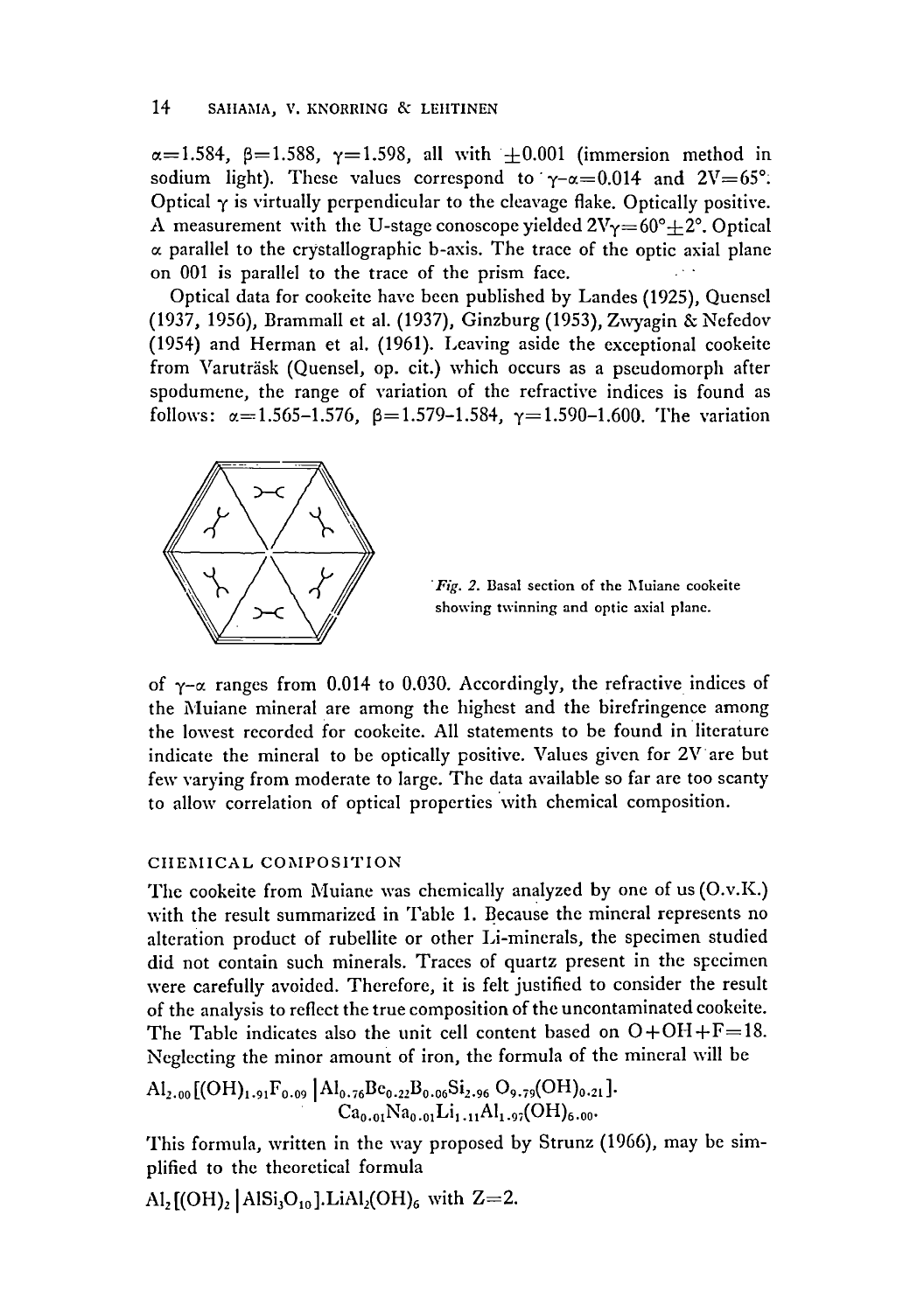$\alpha=1.584$, $\beta=1.588$, $\gamma=1.598$, all with $\pm 0.001$ (immersion method in sodium light). These values correspond to $\gamma-\alpha=0.014$ and $2V=65°$. Optical $\gamma$ is virtually perpendicular to the cleavage flake. Optically positive. A measurement with the U-stage conoscope yielded $2V_\gamma=60°\pm 2°$. Optical $\alpha$ parallel to the crystallographic b-axis. The trace of the optic axial plane on 001 is parallel to the trace of the prism face.

Optical data for cookeite have been published by Landes (1925), Quensel (1937, 1956), Brammall et al. (1937), Ginzburg (1953), Zwyagin & Nefedov (1954) and Herman et al. (1961). Leaving aside the exceptional cookeite from Varuträsk (Quensel, op. cit.) which occurs as a pseudomorph after spodumene, the range of variation of the refractive indices is found as follows: $\alpha=1.565-1.576$, $\beta=1.579-1.584$, $\gamma=1.590-1.600$. The variation

*Fig. 2.* Basal section of the Muiane cookeite showing twinning and optic axial plane.

of $\gamma-\alpha$ ranges from 0.014 to 0.030. Accordingly, the refractive indices of the Muiane mineral are among the highest and the birefringence among the lowest recorded for cookeite. All statements to be found in literature indicate the mineral to be optically positive. Values given for 2V are but few varying from moderate to large. The data available so far are too scanty to allow correlation of optical properties with chemical composition.

## CHEMICAL COMPOSITION

The cookeite from Muiane was chemically analyzed by one of us (O.v.K.) with the result summarized in Table 1. Because the mineral represents no alteration product of rubellite or other Li-minerals, the specimen studied did not contain such minerals. Traces of quartz present in the specimen were carefully avoided. Therefore, it is felt justified to consider the result of the analysis to reflect the true composition of the uncontaminated cookeite. The Table indicates also the unit cell content based on $O+OH+F=18$. Neglecting the minor amount of iron, the formula of the mineral will be

$$Al_{2.00}[(OH)_{1.91}F_{0.09}\,|\,Al_{0.76}Be_{0.22}B_{0.06}Si_{2.96}\,O_{9.79}(OH)_{0.21}].$$
$$Ca_{0.01}Na_{0.01}Li_{1.11}Al_{1.97}(OH)_{6.00}.$$

This formula, written in the way proposed by Strunz (1966), may be simplified to the theoretical formula

$Al_2[(OH)_2\,|\,AlSi_3O_{10}].LiAl_2(OH)_6$ with $Z=2$.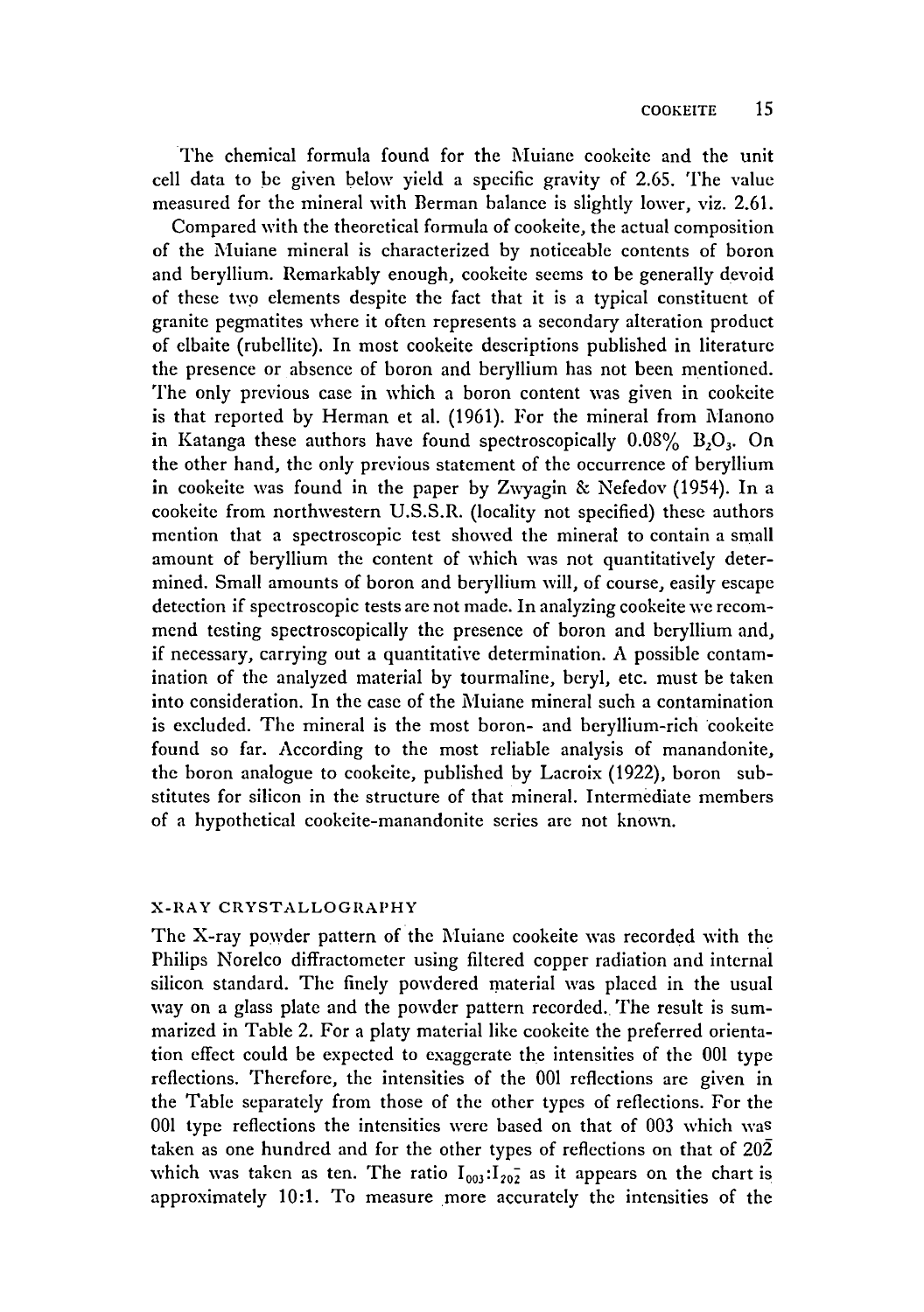The chemical formula found for the Muiane cookeite and the unit cell data to be given below yield a specific gravity of 2.65. The value measured for the mineral with Berman balance is slightly lower, viz. 2.61.

Compared with the theoretical formula of cookeite, the actual composition of the Muiane mineral is characterized by noticeable contents of boron and beryllium. Remarkably enough, cookeite seems to be generally devoid of these two elements despite the fact that it is a typical constituent of granite pegmatites where it often represents a secondary alteration product of elbaite (rubellite). In most cookeite descriptions published in literature the presence or absence of boron and beryllium has not been mentioned. The only previous case in which a boron content was given in cookeite is that reported by Herman et al. (1961). For the mineral from Manono in Katanga these authors have found spectroscopically 0.08% $B_2O_3$. On the other hand, the only previous statement of the occurrence of beryllium in cookeite was found in the paper by Zwyagin & Nefedov (1954). In a cookeite from northwestern U.S.S.R. (locality not specified) these authors mention that a spectroscopic test showed the mineral to contain a small amount of beryllium the content of which was not quantitatively determined. Small amounts of boron and beryllium will, of course, easily escape detection if spectroscopic tests are not made. In analyzing cookeite we recommend testing spectroscopically the presence of boron and beryllium and, if necessary, carrying out a quantitative determination. A possible contamination of the analyzed material by tourmaline, beryl, etc. must be taken into consideration. In the case of the Muiane mineral such a contamination is excluded. The mineral is the most boron- and beryllium-rich cookeite found so far. According to the most reliable analysis of manandonite, the boron analogue to cookeite, published by Lacroix (1922), boron substitutes for silicon in the structure of that mineral. Intermediate members of a hypothetical cookeite-manandonite series are not known.

## X-RAY CRYSTALLOGRAPHY

The X-ray powder pattern of the Muiane cookeite was recorded with the Philips Norelco diffractometer using filtered copper radiation and internal silicon standard. The finely powdered material was placed in the usual way on a glass plate and the powder pattern recorded. The result is summarized in Table 2. For a platy material like cookeite the preferred orientation effect could be expected to exaggerate the intensities of the 001 type reflections. Therefore, the intensities of the 001 reflections are given in the Table separately from those of the other types of reflections. For the 001 type reflections the intensities were based on that of 003 which was taken as one hundred and for the other types of reflections on that of $20\bar{2}$ which was taken as ten. The ratio $I_{003}:I_{20\bar{2}}$ as it appears on the chart is approximately 10:1. To measure more accurately the intensities of the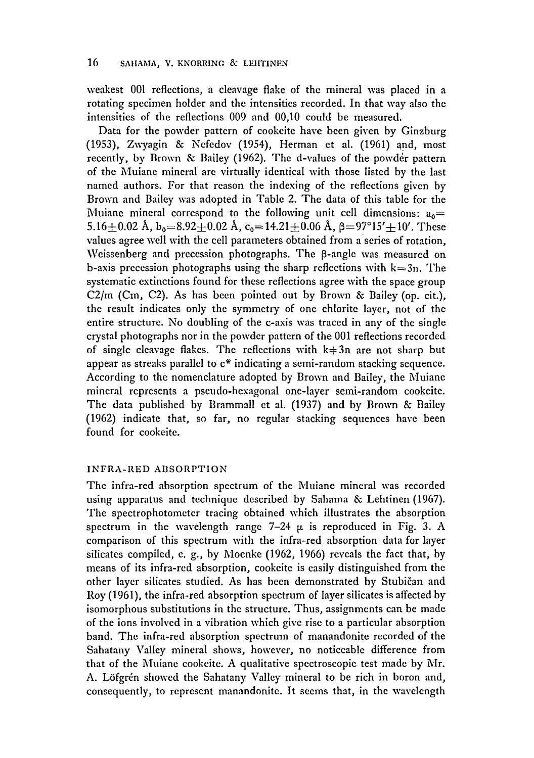weakest 001 reflections, a cleavage flake of the mineral was placed in a rotating specimen holder and the intensities recorded. In that way also the intensities of the reflections 009 and 00,10 could be measured.

Data for the powder pattern of cookeite have been given by Ginzburg (1953), Zwyagin & Nefedov (1954), Herman et al. (1961) and, most recently, by Brown & Bailey (1962). The d-values of the powder pattern of the Muiane mineral are virtually identical with those listed by the last named authors. For that reason the indexing of the reflections given by Brown and Bailey was adopted in Table 2. The data of this table for the Muiane mineral correspond to the following unit cell dimensions: $a_0 = 5.16 \pm 0.02$ Å, $b_0 = 8.92 \pm 0.02$ Å, $c_0 = 14.21 \pm 0.06$ Å, $\beta = 97°15' \pm 10'$. These values agree well with the cell parameters obtained from a series of rotation, Weissenberg and precession photographs. The β-angle was measured on b-axis precession photographs using the sharp reflections with $k = 3n$. The systematic extinctions found for these reflections agree with the space group C2/m (Cm, C2). As has been pointed out by Brown & Bailey (op. cit.), the result indicates only the symmetry of one chlorite layer, not of the entire structure. No doubling of the c-axis was traced in any of the single crystal photographs nor in the powder pattern of the 001 reflections recorded of single cleavage flakes. The reflections with $k \neq 3n$ are not sharp but appear as streaks parallel to c* indicating a semi-random stacking sequence. According to the nomenclature adopted by Brown and Bailey, the Muiane mineral represents a pseudo-hexagonal one-layer semi-random cookeite. The data published by Brammall et al. (1937) and by Brown & Bailey (1962) indicate that, so far, no regular stacking sequences have been found for cookeite.

## INFRA-RED ABSORPTION

The infra-red absorption spectrum of the Muiane mineral was recorded using apparatus and technique described by Sahama & Lehtinen (1967). The spectrophotometer tracing obtained which illustrates the absorption spectrum in the wavelength range 7–24 μ is reproduced in Fig. 3. A comparison of this spectrum with the infra-red absorption data for layer silicates compiled, e. g., by Moenke (1962, 1966) reveals the fact that, by means of its infra-red absorption, cookeite is easily distinguished from the other layer silicates studied. As has been demonstrated by Stubičan and Roy (1961), the infra-red absorption spectrum of layer silicates is affected by isomorphous substitutions in the structure. Thus, assignments can be made of the ions involved in a vibration which give rise to a particular absorption band. The infra-red absorption spectrum of manandonite recorded of the Sahatany Valley mineral shows, however, no noticeable difference from that of the Muiane cookeite. A qualitative spectroscopic test made by Mr. A. Löfgrén showed the Sahatany Valley mineral to be rich in boron and, consequently, to represent manandonite. It seems that, in the wavelength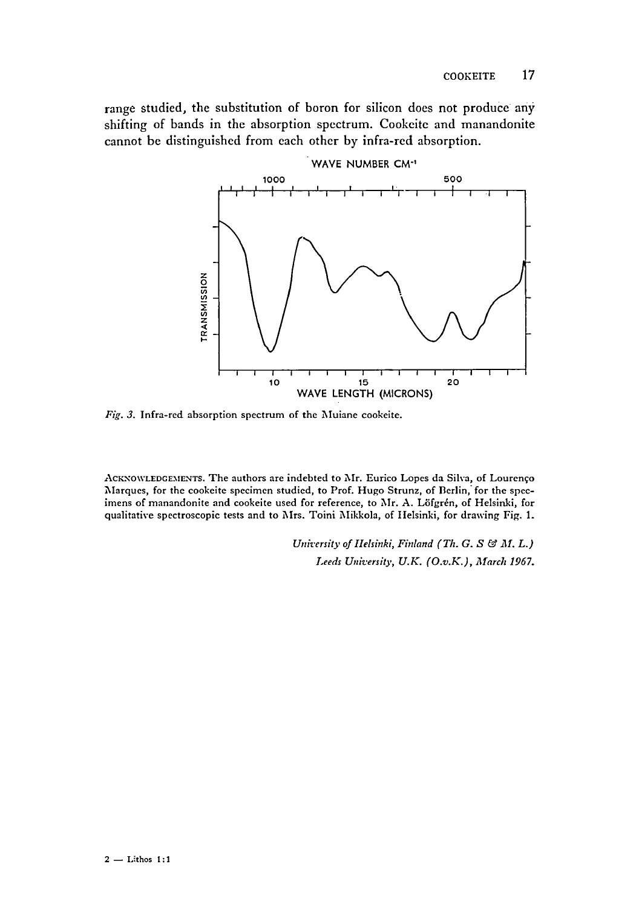range studied, the substitution of boron for silicon does not produce any shifting of bands in the absorption spectrum. Cookeite and manandonite cannot be distinguished from each other by infra-red absorption.

*Fig. 3.* Infra-red absorption spectrum of the Muiane cookeite.

ACKNOWLEDGEMENTS. The authors are indebted to Mr. Eurico Lopes da Silva, of Lourenço Marques, for the cookeite specimen studied, to Prof. Hugo Strunz, of Berlin, for the specimens of manandonite and cookeite used for reference, to Mr. A. Löfgrén, of Helsinki, for qualitative spectroscopic tests and to Mrs. Toini Mikkola, of Helsinki, for drawing Fig. 1.

*University of Helsinki, Finland (Th. G. S & M. L.)*

*Leeds University, U.K. (O.v.K.), March 1967.*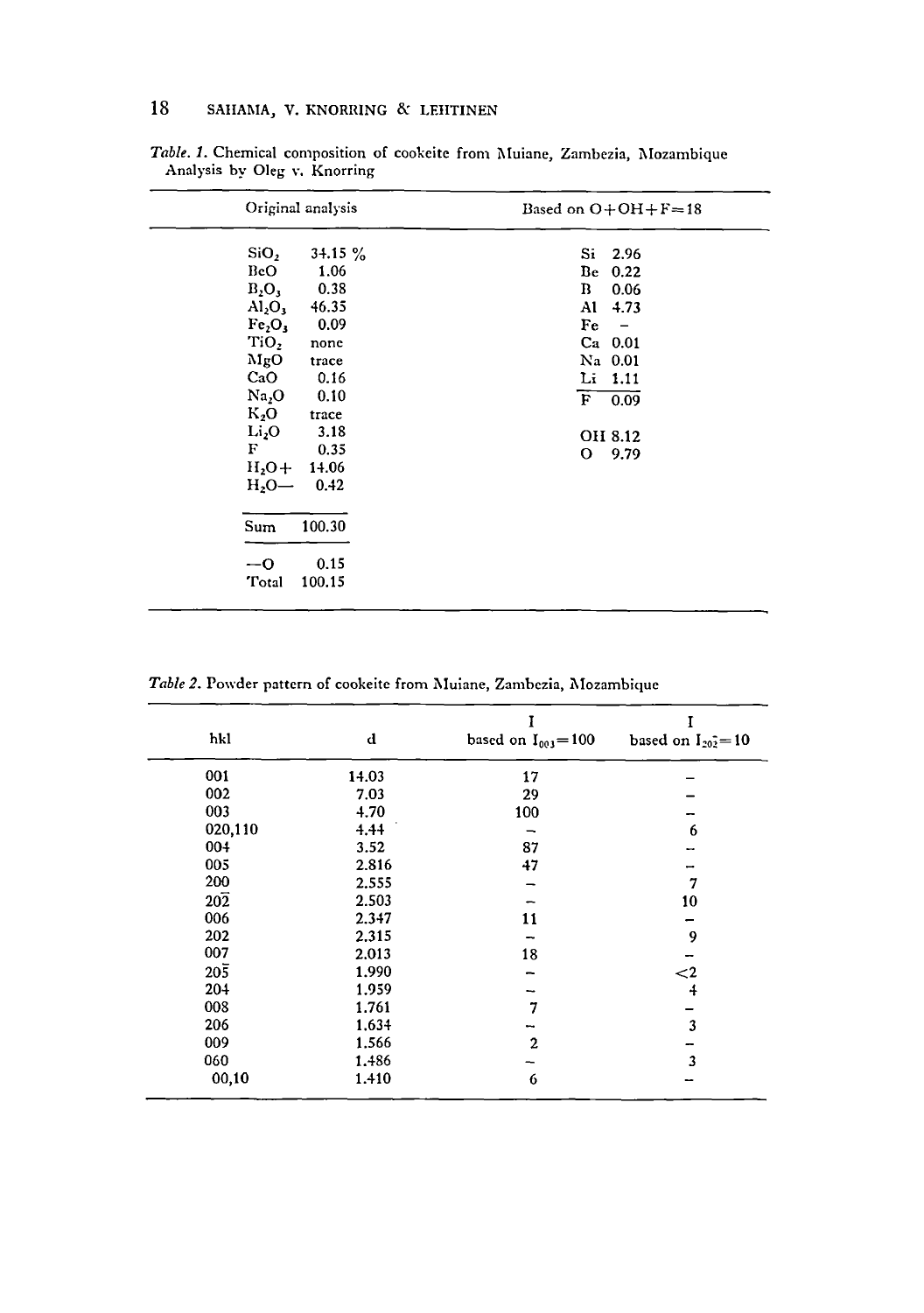*Table. 1.* Chemical composition of cookeite from Muiane, Zambezia, Mozambique
Analysis by Oleg v. Knorring

| Original analysis | | Based on O+OH+F=18 | |
|---|---|---|---|
| $SiO_2$ | 34.15 % | Si | 2.96 |
| BeO | 1.06 | Be | 0.22 |
| $B_2O_3$ | 0.38 | B | 0.06 |
| $Al_2O_3$ | 46.35 | Al | 4.73 |
| $Fe_2O_3$ | 0.09 | Fe | – |
| $TiO_2$ | none | Ca | 0.01 |
| MgO | trace | Na | 0.01 |
| CaO | 0.16 | Li | 1.11 |
| $Na_2O$ | 0.10 | F | 0.09 |
| $K_2O$ | trace | | |
| $Li_2O$ | 3.18 | OH | 8.12 |
| F | 0.35 | O | 9.79 |
| $H_2O+$ | 14.06 | | |
| $H_2O-$ | 0.42 | | |
| Sum | 100.30 | | |
| –O | 0.15 | | |
| Total | 100.15 | | |

*Table 2.* Powder pattern of cookeite from Muiane, Zambezia, Mozambique

| hkl | d | I based on $I_{003}=100$ | I based on $I_{20\bar{2}}=10$ |
|---|---|---|---|
| 001 | 14.03 | 17 | – |
| 002 | 7.03 | 29 | – |
| 003 | 4.70 | 100 | – |
| 020,110 | 4.44 | – | 6 |
| 004 | 3.52 | 87 | – |
| 005 | 2.816 | 47 | – |
| 200 | 2.555 | – | 7 |
| $20\bar{2}$ | 2.503 | – | 10 |
| 006 | 2.347 | 11 | – |
| 202 | 2.315 | – | 9 |
| 007 | 2.013 | 18 | – |
| $20\bar{5}$ | 1.990 | – | <2 |
| 204 | 1.959 | – | 4 |
| 008 | 1.761 | 7 | – |
| 206 | 1.634 | – | 3 |
| 009 | 1.566 | 2 | – |
| 060 | 1.486 | – | 3 |
| 00,10 | 1.410 | 6 | – |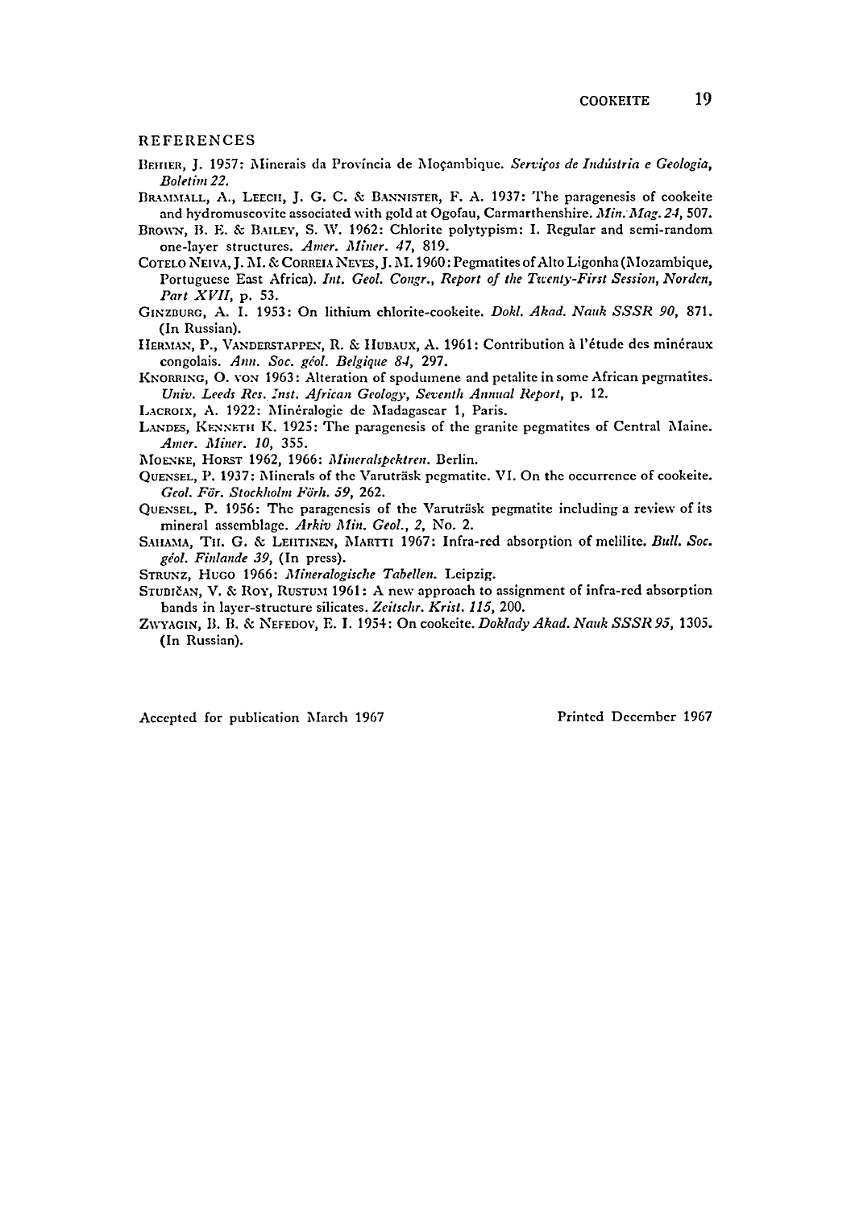## REFERENCES

Behier, J. 1957: Minerais da Província de Moçambique. *Serviços de Indústria e Geologia, Boletim 22.*

Brammall, A., Leech, J. G. C. & Bannister, F. A. 1937: The paragenesis of cookeite and hydromuscovite associated with gold at Ogofau, Carmarthenshire. *Min. Mag. 24,* 507.

Brown, B. E. & Bailey, S. W. 1962: Chlorite polytypism: I. Regular and semi-random one-layer structures. *Amer. Miner. 47,* 819.

Cotelo Neiva, J. M. & Correia Neves, J. M. 1960: Pegmatites of Alto Ligonha (Mozambique, Portuguese East Africa). *Int. Geol. Congr., Report of the Twenty-First Session, Norden, Part XVII,* p. 53.

Ginzburg, A. I. 1953: On lithium chlorite-cookeite. *Dokl. Akad. Nauk SSSR 90,* 871. (In Russian).

Herman, P., Vanderstappen, R. & Hubaux, A. 1961: Contribution à l'étude des minéraux congolais. *Ann. Soc. géol. Belgique 84,* 297.

Knorring, O. von 1963: Alteration of spodumene and petalite in some African pegmatites. *Univ. Leeds Res. Inst. African Geology, Seventh Annual Report,* p. 12.

Lacroix, A. 1922: Minéralogie de Madagascar 1, Paris.

Landes, Kenneth K. 1925: The paragenesis of the granite pegmatites of Central Maine. *Amer. Miner. 10,* 355.

Moenke, Horst 1962, 1966: *Mineralspektren.* Berlin.

Quensel, P. 1937: Minerals of the Varuträsk pegmatite. VI. On the occurrence of cookeite. *Geol. För. Stockholm Förh. 59,* 262.

Quensel, P. 1956: The paragenesis of the Varuträsk pegmatite including a review of its mineral assemblage. *Arkiv Min. Geol., 2,* No. 2.

Sahama, Th. G. & Lehtinen, Martti 1967: Infra-red absorption of melilite. *Bull. Soc. géol. Finlande 39,* (In press).

Strunz, Hugo 1966: *Mineralogische Tabellen.* Leipzig.

Stubičan, V. & Roy, Rustum 1961: A new approach to assignment of infra-red absorption bands in layer-structure silicates. *Zeitschr. Krist. 115,* 200.

Zvyagin, B. B. & Nefedov, E. I. 1954: On cookeite. *Doklady Akad. Nauk SSSR 95,* 1305. (In Russian).

Accepted for publication March 1967

Printed December 1967